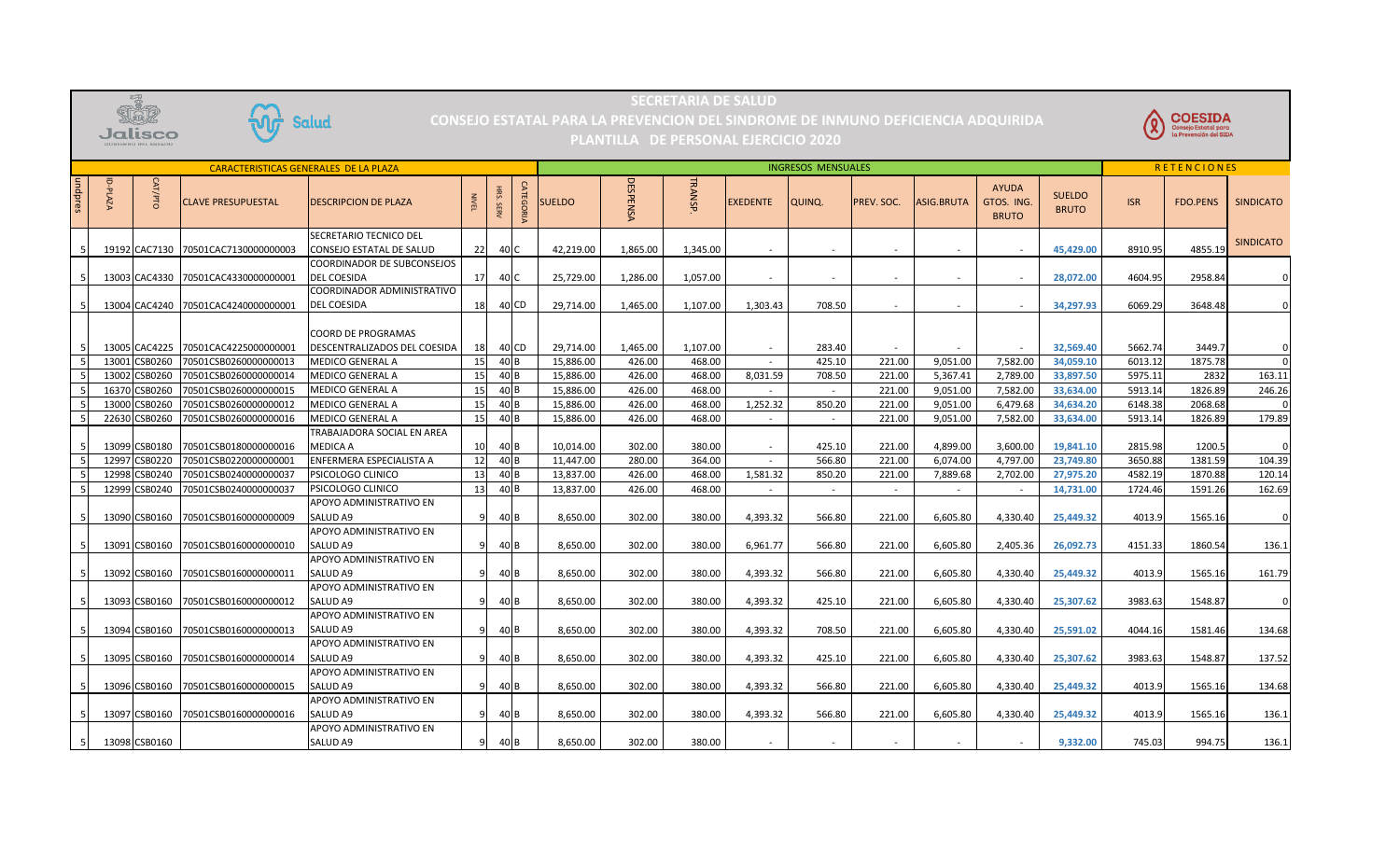# SECRETARIA DE SALUD

## CONSEJO ESTATAL PARA LA PREVENCION DEL SINDROME DE INMUNO DEFICIENCIA ADQUIRIDA

### PLANTILLA DE PERSONAL EJERCICIO 2020

| CARACTERISTICAS GENERALES DE LA PLAZA | | | | | | | | INGRESOS MENSUALES | | | | | | | | | | | RETENCIONES | | |
|---|---|---|---|---|---|---|---|---|---|---|---|---|---|---|---|---|---|---|---|---|---|
| undpres | ID-PLAZA | CAT/PTO | CLAVE PRESUPUESTAL | DESCRIPCION DE PLAZA | NIVEL | HRS. SERV | CATEGORIA | SUELDO | DESPENSA | TRANSP. | EXEDENTE | QUINQ. | PREV. SOC. | ASIG.BRUTA | AYUDA GTOS. ING. BRUTO | SUELDO BRUTO | ISR | FDO.PENS | SINDICATO |
| 5 | 19192 | CAC7130 | 70501CAC7130000000003 | SECRETARIO TECNICO DEL CONSEJO ESTATAL DE SALUD | 22 | 40 | C | 42,219.00 | 1,865.00 | 1,345.00 | - | - | - | - | - | 45,429.00 | 8910.95 | 4855.19 | SINDICATO |
| 5 | 13003 | CAC4330 | 70501CAC4330000000001 | COORDINADOR DE SUBCONSEJOS DEL COESIDA | 17 | 40 | C | 25,729.00 | 1,286.00 | 1,057.00 | - | - | - | - | - | 28,072.00 | 4604.95 | 2958.84 | 0 |
| 5 | 13004 | CAC4240 | 70501CAC4240000000001 | COORDINADOR ADMINISTRATIVO DEL COESIDA | 18 | 40 | CD | 29,714.00 | 1,465.00 | 1,107.00 | 1,303.43 | 708.50 | - | - | - | 34,297.93 | 6069.29 | 3648.48 | 0 |
| 5 | 13005 | CAC4225 | 70501CAC4225000000001 | COORD DE PROGRAMAS DESCENTRALIZADOS DEL COESIDA | 18 | 40 | CD | 29,714.00 | 1,465.00 | 1,107.00 | - | 283.40 | - | - | - | 32,569.40 | 5662.74 | 3449.7 | 0 |
| 5 | 13001 | CSB0260 | 70501CSB0260000000013 | MEDICO GENERAL A | 15 | 40 | B | 15,886.00 | 426.00 | 468.00 | - | 425.10 | 221.00 | 9,051.00 | 7,582.00 | 34,059.10 | 6013.12 | 1875.78 | 0 |
| 5 | 13002 | CSB0260 | 70501CSB0260000000014 | MEDICO GENERAL A | 15 | 40 | B | 15,886.00 | 426.00 | 468.00 | 8,031.59 | 708.50 | 221.00 | 5,367.41 | 2,789.00 | 33,897.50 | 5975.11 | 2832 | 163.11 |
| 5 | 16370 | CSB0260 | 70501CSB0260000000015 | MEDICO GENERAL A | 15 | 40 | B | 15,886.00 | 426.00 | 468.00 | - | - | 221.00 | 9,051.00 | 7,582.00 | 33,634.00 | 5913.14 | 1826.89 | 246.26 |
| 5 | 13000 | CSB0260 | 70501CSB0260000000012 | MEDICO GENERAL A | 15 | 40 | B | 15,886.00 | 426.00 | 468.00 | 1,252.32 | 850.20 | 221.00 | 9,051.00 | 6,479.68 | 34,634.20 | 6148.38 | 2068.68 | 0 |
| 5 | 22630 | CSB0260 | 70501CSB0260000000016 | MEDICO GENERAL A | 15 | 40 | B | 15,886.00 | 426.00 | 468.00 | - | - | 221.00 | 9,051.00 | 7,582.00 | 33,634.00 | 5913.14 | 1826.89 | 179.89 |
| 5 | 13099 | CSB0180 | 70501CSB0180000000016 | TRABAJADORA SOCIAL EN AREA MEDICA A | 10 | 40 | B | 10,014.00 | 302.00 | 380.00 | - | 425.10 | 221.00 | 4,899.00 | 3,600.00 | 19,841.10 | 2815.98 | 1200.5 | 0 |
| 5 | 12997 | CSB0220 | 70501CSB0220000000001 | ENFERMERA ESPECIALISTA A | 12 | 40 | B | 11,447.00 | 280.00 | 364.00 | - | 566.80 | 221.00 | 6,074.00 | 4,797.00 | 23,749.80 | 3650.88 | 1381.59 | 104.39 |
| 5 | 12998 | CSB0240 | 70501CSB0240000000037 | PSICOLOGO CLINICO | 13 | 40 | B | 13,837.00 | 426.00 | 468.00 | 1,581.32 | 850.20 | 221.00 | 7,889.68 | 2,702.00 | 27,975.20 | 4582.19 | 1870.88 | 120.14 |
| 5 | 12999 | CSB0240 | 70501CSB0240000000037 | PSICOLOGO CLINICO | 13 | 40 | B | 13,837.00 | 426.00 | 468.00 | - | - | - | - | - | 14,731.00 | 1724.46 | 1591.26 | 162.69 |
| 5 | 13090 | CSB0160 | 70501CSB0160000000009 | APOYO ADMINISTRATIVO EN SALUD A9 | 9 | 40 | B | 8,650.00 | 302.00 | 380.00 | 4,393.32 | 566.80 | 221.00 | 6,605.80 | 4,330.40 | 25,449.32 | 4013.9 | 1565.16 | 0 |
| 5 | 13091 | CSB0160 | 70501CSB0160000000010 | APOYO ADMINISTRATIVO EN SALUD A9 | 9 | 40 | B | 8,650.00 | 302.00 | 380.00 | 6,961.77 | 566.80 | 221.00 | 6,605.80 | 2,405.36 | 26,092.73 | 4151.33 | 1860.54 | 136.1 |
| 5 | 13092 | CSB0160 | 70501CSB0160000000011 | APOYO ADMINISTRATIVO EN SALUD A9 | 9 | 40 | B | 8,650.00 | 302.00 | 380.00 | 4,393.32 | 566.80 | 221.00 | 6,605.80 | 4,330.40 | 25,449.32 | 4013.9 | 1565.16 | 161.79 |
| 5 | 13093 | CSB0160 | 70501CSB0160000000012 | APOYO ADMINISTRATIVO EN SALUD A9 | 9 | 40 | B | 8,650.00 | 302.00 | 380.00 | 4,393.32 | 425.10 | 221.00 | 6,605.80 | 4,330.40 | 25,307.62 | 3983.63 | 1548.87 | 0 |
| 5 | 13094 | CSB0160 | 70501CSB0160000000013 | APOYO ADMINISTRATIVO EN SALUD A9 | 9 | 40 | B | 8,650.00 | 302.00 | 380.00 | 4,393.32 | 708.50 | 221.00 | 6,605.80 | 4,330.40 | 25,591.02 | 4044.16 | 1581.46 | 134.68 |
| 5 | 13095 | CSB0160 | 70501CSB0160000000014 | APOYO ADMINISTRATIVO EN SALUD A9 | 9 | 40 | B | 8,650.00 | 302.00 | 380.00 | 4,393.32 | 425.10 | 221.00 | 6,605.80 | 4,330.40 | 25,307.62 | 3983.63 | 1548.87 | 137.52 |
| 5 | 13096 | CSB0160 | 70501CSB0160000000015 | APOYO ADMINISTRATIVO EN SALUD A9 | 9 | 40 | B | 8,650.00 | 302.00 | 380.00 | 4,393.32 | 566.80 | 221.00 | 6,605.80 | 4,330.40 | 25,449.32 | 4013.9 | 1565.16 | 134.68 |
| 5 | 13097 | CSB0160 | 70501CSB0160000000016 | APOYO ADMINISTRATIVO EN SALUD A9 | 9 | 40 | B | 8,650.00 | 302.00 | 380.00 | 4,393.32 | 566.80 | 221.00 | 6,605.80 | 4,330.40 | 25,449.32 | 4013.9 | 1565.16 | 136.1 |
| 5 | 13098 | CSB0160 | | APOYO ADMINISTRATIVO EN SALUD A9 | 9 | 40 | B | 8,650.00 | 302.00 | 380.00 | - | - | - | - | - | 9,332.00 | 745.03 | 994.75 | 136.1 |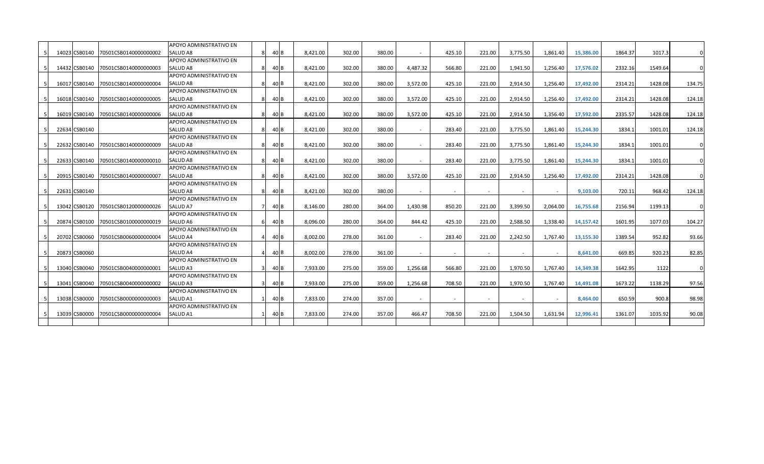| | | | | | | | | | | | | | | | | | | | | | |
|---|---|---|---|---|---|---|---|---|---|---|---|---|---|---|---|---|---|---|---|---|---|
| 5 | 14023 | CSB0140 | 70501CSB0140000000002 | APOYO ADMINISTRATIVO EN SALUD A8 | 8 | 40 | B | | 8,421.00 | 302.00 | 380.00 | - | 425.10 | 221.00 | 3,775.50 | 1,861.40 | 15,386.00 | 1864.37 | 1017.3 | 0 |
| 5 | 14432 | CSB0140 | 70501CSB0140000000003 | APOYO ADMINISTRATIVO EN SALUD A8 | 8 | 40 | B | | 8,421.00 | 302.00 | 380.00 | 4,487.32 | 566.80 | 221.00 | 1,941.50 | 1,256.40 | 17,576.02 | 2332.16 | 1549.64 | 0 |
| 5 | 16017 | CSB0140 | 70501CSB0140000000004 | APOYO ADMINISTRATIVO EN SALUD A8 | 8 | 40 | B | | 8,421.00 | 302.00 | 380.00 | 3,572.00 | 425.10 | 221.00 | 2,914.50 | 1,256.40 | 17,492.00 | 2314.21 | 1428.08 | 134.75 |
| 5 | 16018 | CSB0140 | 70501CSB0140000000005 | APOYO ADMINISTRATIVO EN SALUD A8 | 8 | 40 | B | | 8,421.00 | 302.00 | 380.00 | 3,572.00 | 425.10 | 221.00 | 2,914.50 | 1,256.40 | 17,492.00 | 2314.21 | 1428.08 | 124.18 |
| 5 | 16019 | CSB0140 | 70501CSB0140000000006 | APOYO ADMINISTRATIVO EN SALUD A8 | 8 | 40 | B | | 8,421.00 | 302.00 | 380.00 | 3,572.00 | 425.10 | 221.00 | 2,914.50 | 1,356.40 | 17,592.00 | 2335.57 | 1428.08 | 124.18 |
| 5 | 22634 | CSB0140 | | APOYO ADMINISTRATIVO EN SALUD A8 | 8 | 40 | B | | 8,421.00 | 302.00 | 380.00 | - | 283.40 | 221.00 | 3,775.50 | 1,861.40 | 15,244.30 | 1834.1 | 1001.01 | 124.18 |
| 5 | 22632 | CSB0140 | 70501CSB0140000000009 | APOYO ADMINISTRATIVO EN SALUD A8 | 8 | 40 | B | | 8,421.00 | 302.00 | 380.00 | - | 283.40 | 221.00 | 3,775.50 | 1,861.40 | 15,244.30 | 1834.1 | 1001.01 | 0 |
| 5 | 22633 | CSB0140 | 70501CSB0140000000010 | APOYO ADMINISTRATIVO EN SALUD A8 | 8 | 40 | B | | 8,421.00 | 302.00 | 380.00 | - | 283.40 | 221.00 | 3,775.50 | 1,861.40 | 15,244.30 | 1834.1 | 1001.01 | 0 |
| 5 | 20915 | CSB0140 | 70501CSB0140000000007 | APOYO ADMINISTRATIVO EN SALUD A8 | 8 | 40 | B | | 8,421.00 | 302.00 | 380.00 | 3,572.00 | 425.10 | 221.00 | 2,914.50 | 1,256.40 | 17,492.00 | 2314.21 | 1428.08 | 0 |
| 5 | 22631 | CSB0140 | | APOYO ADMINISTRATIVO EN SALUD A8 | 8 | 40 | B | | 8,421.00 | 302.00 | 380.00 | - | - | - | - | - | 9,103.00 | 720.11 | 968.42 | 124.18 |
| 5 | 13042 | CSB0120 | 70501CSB0120000000026 | APOYO ADMINISTRATIVO EN SALUD A7 | 7 | 40 | B | | 8,146.00 | 280.00 | 364.00 | 1,430.98 | 850.20 | 221.00 | 3,399.50 | 2,064.00 | 16,755.68 | 2156.94 | 1199.13 | 0 |
| 5 | 20874 | CSB0100 | 70501CSB0100000000019 | APOYO ADMINISTRATIVO EN SALUD A6 | 6 | 40 | B | | 8,096.00 | 280.00 | 364.00 | 844.42 | 425.10 | 221.00 | 2,588.50 | 1,338.40 | 14,157.42 | 1601.95 | 1077.03 | 104.27 |
| 5 | 20702 | CSB0060 | 70501CSB0060000000004 | APOYO ADMINISTRATIVO EN SALUD A4 | 4 | 40 | B | | 8,002.00 | 278.00 | 361.00 | - | 283.40 | 221.00 | 2,242.50 | 1,767.40 | 13,155.30 | 1389.54 | 952.82 | 93.66 |
| 5 | 20873 | CSB0060 | | APOYO ADMINISTRATIVO EN SALUD A4 | 4 | 40 | B | | 8,002.00 | 278.00 | 361.00 | - | - | - | - | - | 8,641.00 | 669.85 | 920.23 | 82.85 |
| 5 | 13040 | CSB0040 | 70501CSB0040000000001 | APOYO ADMINISTRATIVO EN SALUD A3 | 3 | 40 | B | | 7,933.00 | 275.00 | 359.00 | 1,256.68 | 566.80 | 221.00 | 1,970.50 | 1,767.40 | 14,349.38 | 1642.95 | 1122 | 0 |
| 5 | 13041 | CSB0040 | 70501CSB0040000000002 | APOYO ADMINISTRATIVO EN SALUD A3 | 3 | 40 | B | | 7,933.00 | 275.00 | 359.00 | 1,256.68 | 708.50 | 221.00 | 1,970.50 | 1,767.40 | 14,491.08 | 1673.22 | 1138.29 | 97.56 |
| 5 | 13038 | CSB0000 | 70501CSB0000000000003 | APOYO ADMINISTRATIVO EN SALUD A1 | 1 | 40 | B | | 7,833.00 | 274.00 | 357.00 | - | - | - | - | - | 8,464.00 | 650.59 | 900.8 | 98.98 |
| 5 | 13039 | CSB0000 | 70501CSB0000000000004 | APOYO ADMINISTRATIVO EN SALUD A1 | 1 | 40 | B | | 7,833.00 | 274.00 | 357.00 | 466.47 | 708.50 | 221.00 | 1,504.50 | 1,631.94 | 12,996.41 | 1361.07 | 1035.92 | 90.08 |